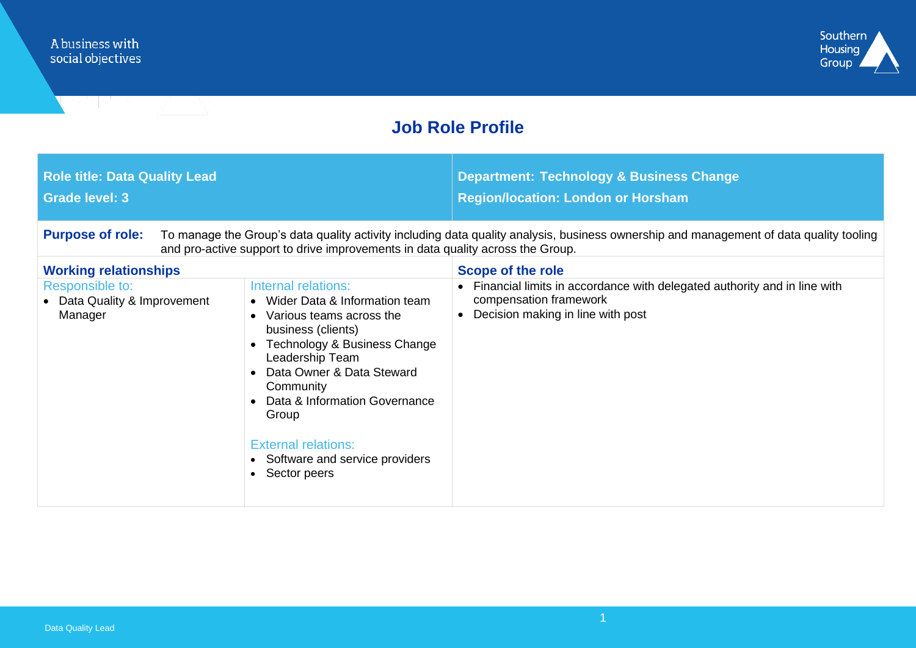A business with social objectives

Southern Housing Group

# Job Role Profile

| **Role title: Data Quality Lead**<br>**Grade level: 3** | **Department: Technology & Business Change**<br>**Region/location: London or Horsham** |
|---|---|

**Purpose of role:** To manage the Group's data quality activity including data quality analysis, business ownership and management of data quality tooling and pro-active support to drive improvements in data quality across the Group.

## Working relationships

**Responsible to:**
- Data Quality & Improvement Manager

**Internal relations:**
- Wider Data & Information team
- Various teams across the business (clients)
- Technology & Business Change Leadership Team
- Data Owner & Data Steward Community
- Data & Information Governance Group

**External relations:**
- Software and service providers
- Sector peers

## Scope of the role

- Financial limits in accordance with delegated authority and in line with compensation framework
- Decision making in line with post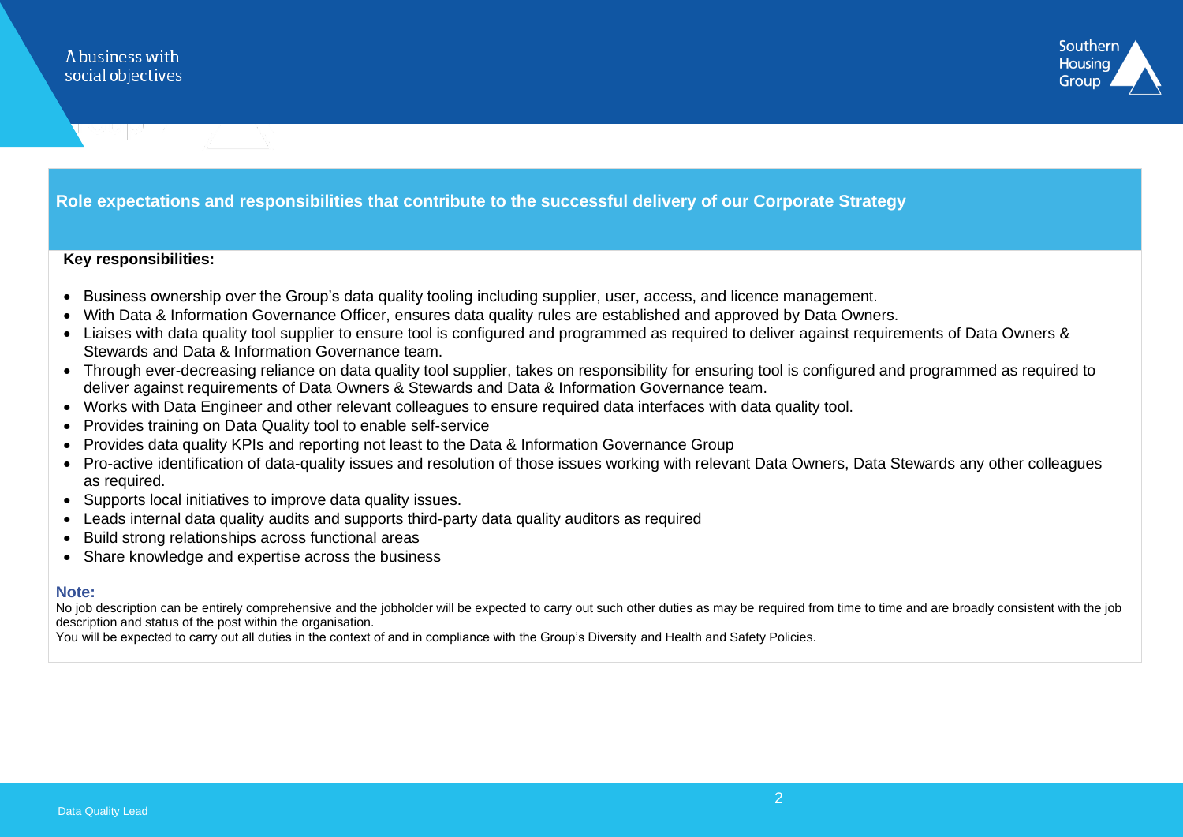## Role expectations and responsibilities that contribute to the successful delivery of our Corporate Strategy

**Key responsibilities:**

- Business ownership over the Group's data quality tooling including supplier, user, access, and licence management.
- With Data & Information Governance Officer, ensures data quality rules are established and approved by Data Owners.
- Liaises with data quality tool supplier to ensure tool is configured and programmed as required to deliver against requirements of Data Owners & Stewards and Data & Information Governance team.
- Through ever-decreasing reliance on data quality tool supplier, takes on responsibility for ensuring tool is configured and programmed as required to deliver against requirements of Data Owners & Stewards and Data & Information Governance team.
- Works with Data Engineer and other relevant colleagues to ensure required data interfaces with data quality tool.
- Provides training on Data Quality tool to enable self-service
- Provides data quality KPIs and reporting not least to the Data & Information Governance Group
- Pro-active identification of data-quality issues and resolution of those issues working with relevant Data Owners, Data Stewards any other colleagues as required.
- Supports local initiatives to improve data quality issues.
- Leads internal data quality audits and supports third-party data quality auditors as required
- Build strong relationships across functional areas
- Share knowledge and expertise across the business

**Note:**

No job description can be entirely comprehensive and the jobholder will be expected to carry out such other duties as may be required from time to time and are broadly consistent with the job description and status of the post within the organisation.

You will be expected to carry out all duties in the context of and in compliance with the Group's Diversity and Health and Safety Policies.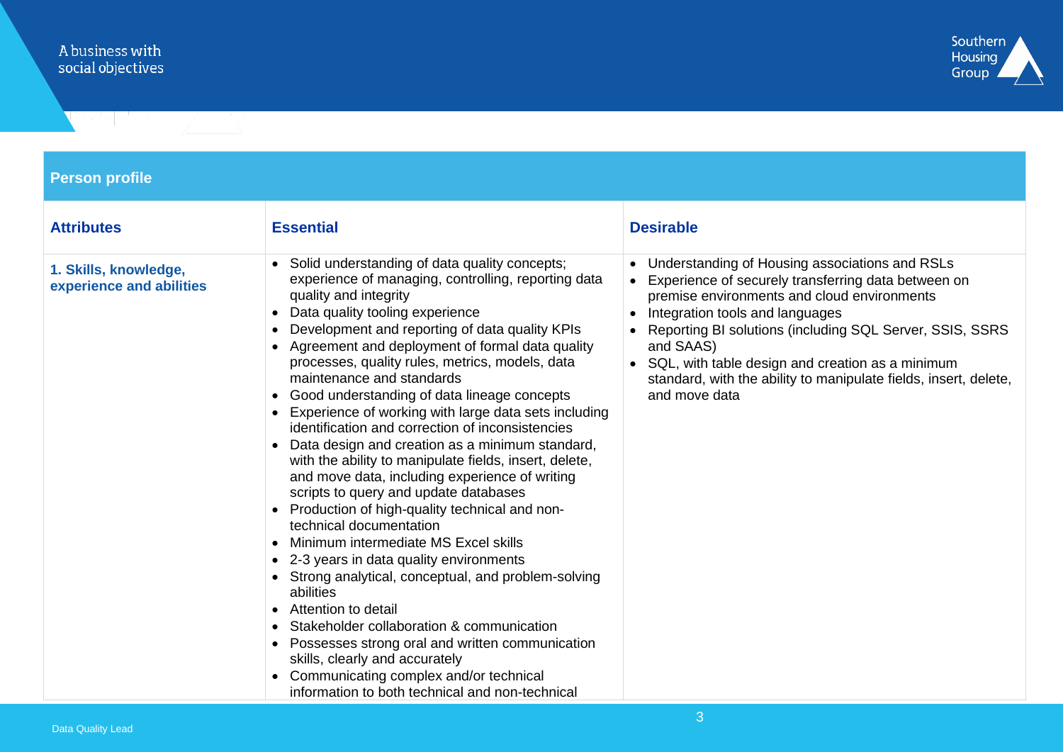## Person profile

| Attributes | Essential | Desirable |
|---|---|---|
| **1. Skills, knowledge, experience and abilities** | • Solid understanding of data quality concepts; experience of managing, controlling, reporting data quality and integrity<br>• Data quality tooling experience<br>• Development and reporting of data quality KPIs<br>• Agreement and deployment of formal data quality processes, quality rules, metrics, models, data maintenance and standards<br>• Good understanding of data lineage concepts<br>• Experience of working with large data sets including identification and correction of inconsistencies<br>• Data design and creation as a minimum standard, with the ability to manipulate fields, insert, delete, and move data, including experience of writing scripts to query and update databases<br>• Production of high-quality technical and non-technical documentation<br>• Minimum intermediate MS Excel skills<br>• 2-3 years in data quality environments<br>• Strong analytical, conceptual, and problem-solving abilities<br>• Attention to detail<br>• Stakeholder collaboration & communication<br>• Possesses strong oral and written communication skills, clearly and accurately<br>• Communicating complex and/or technical information to both technical and non-technical | • Understanding of Housing associations and RSLs<br>• Experience of securely transferring data between on premise environments and cloud environments<br>• Integration tools and languages<br>• Reporting BI solutions (including SQL Server, SSIS, SSRS and SAAS)<br>• SQL, with table design and creation as a minimum standard, with the ability to manipulate fields, insert, delete, and move data |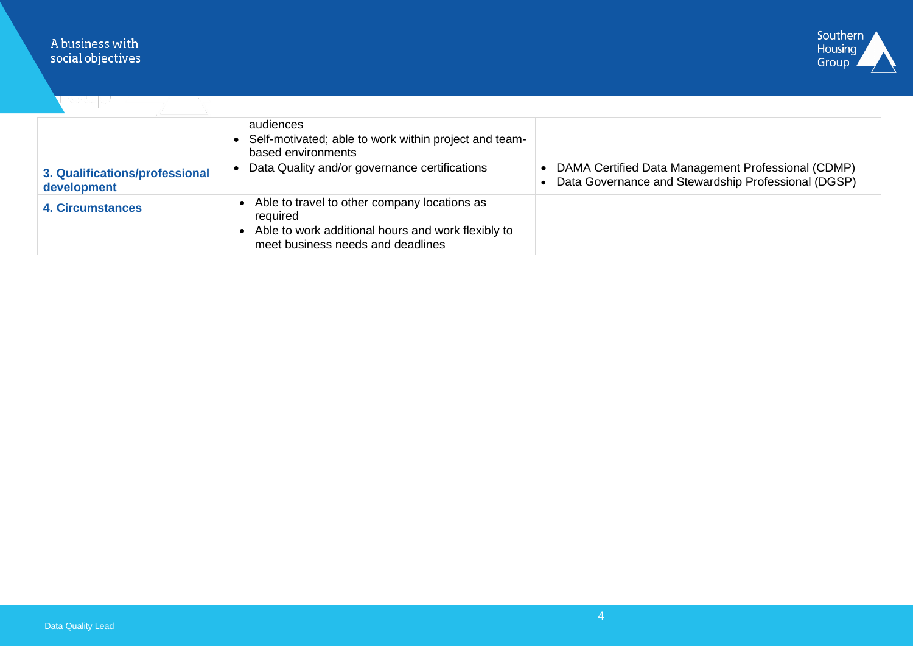| | | |
|---|---|---|
| | audiences<br>• Self-motivated; able to work within project and team-based environments | |
| **3. Qualifications/professional development** | • Data Quality and/or governance certifications | • DAMA Certified Data Management Professional (CDMP)<br>• Data Governance and Stewardship Professional (DGSP) |
| **4. Circumstances** | • Able to travel to other company locations as required<br>• Able to work additional hours and work flexibly to meet business needs and deadlines | |